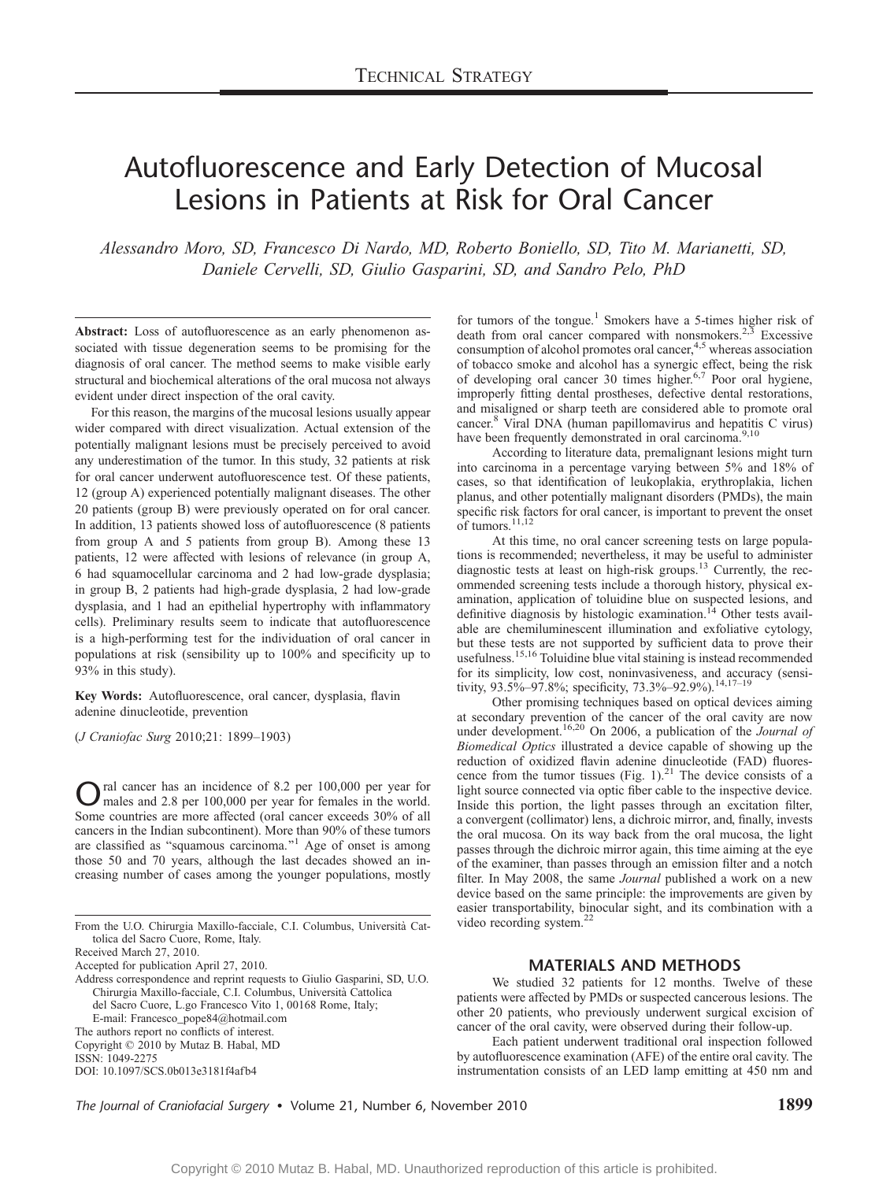# Autofluorescence and Early Detection of Mucosal Lesions in Patients at Risk for Oral Cancer

*Alessandro Moro, SD, Francesco Di Nardo, MD, Roberto Boniello, SD, Tito M. Marianetti, SD, Daniele Cervelli, SD, Giulio Gasparini, SD, and Sandro Pelo, PhD*

**Abstract:** Loss of autofluorescence as an early phenomenon associated with tissue degeneration seems to be promising for the diagnosis of oral cancer. The method seems to make visible early structural and biochemical alterations of the oral mucosa not always evident under direct inspection of the oral cavity.

For this reason, the margins of the mucosal lesions usually appear wider compared with direct visualization. Actual extension of the potentially malignant lesions must be precisely perceived to avoid any underestimation of the tumor. In this study, 32 patients at risk for oral cancer underwent autofluorescence test. Of these patients, 12 (group A) experienced potentially malignant diseases. The other 20 patients (group B) were previously operated on for oral cancer. In addition, 13 patients showed loss of autofluorescence (8 patients from group A and 5 patients from group B). Among these 13 patients, 12 were affected with lesions of relevance (in group A, 6 had squamocellular carcinoma and 2 had low-grade dysplasia; in group B, 2 patients had high-grade dysplasia, 2 had low-grade dysplasia, and 1 had an epithelial hypertrophy with inflammatory cells). Preliminary results seem to indicate that autofluorescence is a high-performing test for the individuation of oral cancer in populations at risk (sensibility up to 100% and specificity up to 93% in this study).

**Key Words:** Autofluorescence, oral cancer, dysplasia, flavin adenine dinucleotide, prevention

(*J Craniofac Surg* 2010;21: 1899–1903)

Oral cancer has an incidence of 8.2 per 100,000 per year for males and 2.8 per 100,000 per year for females in the world. Some countries are more affected (oral cancer exceeds 30% of all cancers in the Indian subcontinent). More than 90% of these tumors are classified as "squamous carcinoma."[1] Age of onset is among those 50 and 70 years, although the last decades showed an increasing number of cases among the younger populations, mostly for tumors of the tongue.[1] Smokers have a 5-times higher risk of death from oral cancer compared with nonsmokers.[2,3] Excessive consumption of alcohol promotes oral cancer,[4,5] whereas association of tobacco smoke and alcohol has a synergic effect, being the risk of developing oral cancer 30 times higher.[6,7] Poor oral hygiene, improperly fitting dental prostheses, defective dental restorations, and misaligned or sharp teeth are considered able to promote oral cancer.[8] Viral DNA (human papillomavirus and hepatitis C virus) have been frequently demonstrated in oral carcinoma.[9,10]

According to literature data, premalignant lesions might turn into carcinoma in a percentage varying between 5% and 18% of cases, so that identification of leukoplakia, erythroplakia, lichen planus, and other potentially malignant disorders (PMDs), the main specific risk factors for oral cancer, is important to prevent the onset of tumors.[11,12]

At this time, no oral cancer screening tests on large populations is recommended; nevertheless, it may be useful to administer diagnostic tests at least on high-risk groups.[13] Currently, the recommended screening tests include a thorough history, physical examination, application of toluidine blue on suspected lesions, and definitive diagnosis by histologic examination.[14] Other tests available are chemiluminescent illumination and exfoliative cytology, but these tests are not supported by sufficient data to prove their usefulness.[15,16] Toluidine blue vital staining is instead recommended for its simplicity, low cost, noninvasiveness, and accuracy (sensitivity, 93.5%–97.8%; specificity, 73.3%–92.9%).[14,17–19]

Other promising techniques based on optical devices aiming at secondary prevention of the cancer of the oral cavity are now under development.[16,20] On 2006, a publication of the *Journal of Biomedical Optics* illustrated a device capable of showing up the reduction of oxidized flavin adenine dinucleotide (FAD) fluorescence from the tumor tissues (Fig. 1).[21] The device consists of a light source connected via optic fiber cable to the inspective device. Inside this portion, the light passes through an excitation filter, a convergent (collimator) lens, a dichroic mirror, and, finally, invests the oral mucosa. On its way back from the oral mucosa, the light passes through the dichroic mirror again, this time aiming at the eye of the examiner, than passes through an emission filter and a notch filter. In May 2008, the same *Journal* published a work on a new device based on the same principle: the improvements are given by easier transportability, binocular sight, and its combination with a video recording system.[22]

## MATERIALS AND METHODS

We studied 32 patients for 12 months. Twelve of these patients were affected by PMDs or suspected cancerous lesions. The other 20 patients, who previously underwent surgical excision of cancer of the oral cavity, were observed during their follow-up.

Each patient underwent traditional oral inspection followed by autofluorescence examination (AFE) of the entire oral cavity. The instrumentation consists of an LED lamp emitting at 450 nm and

From the U.O. Chirurgia Maxillo-facciale, C.I. Columbus, Università Cattolica del Sacro Cuore, Rome, Italy.

Received March 27, 2010.

Accepted for publication April 27, 2010.

Address correspondence and reprint requests to Giulio Gasparini, SD, U.O. Chirurgia Maxillo-facciale, C.I. Columbus, Università Cattolica del Sacro Cuore, L.go Francesco Vito 1, 00168 Rome, Italy; E-mail: Francesco_pope84@hotmail.com

The authors report no conflicts of interest.

Copyright © 2010 by Mutaz B. Habal, MD

ISSN: 1049-2275

DOI: 10.1097/SCS.0b013e3181f4afb4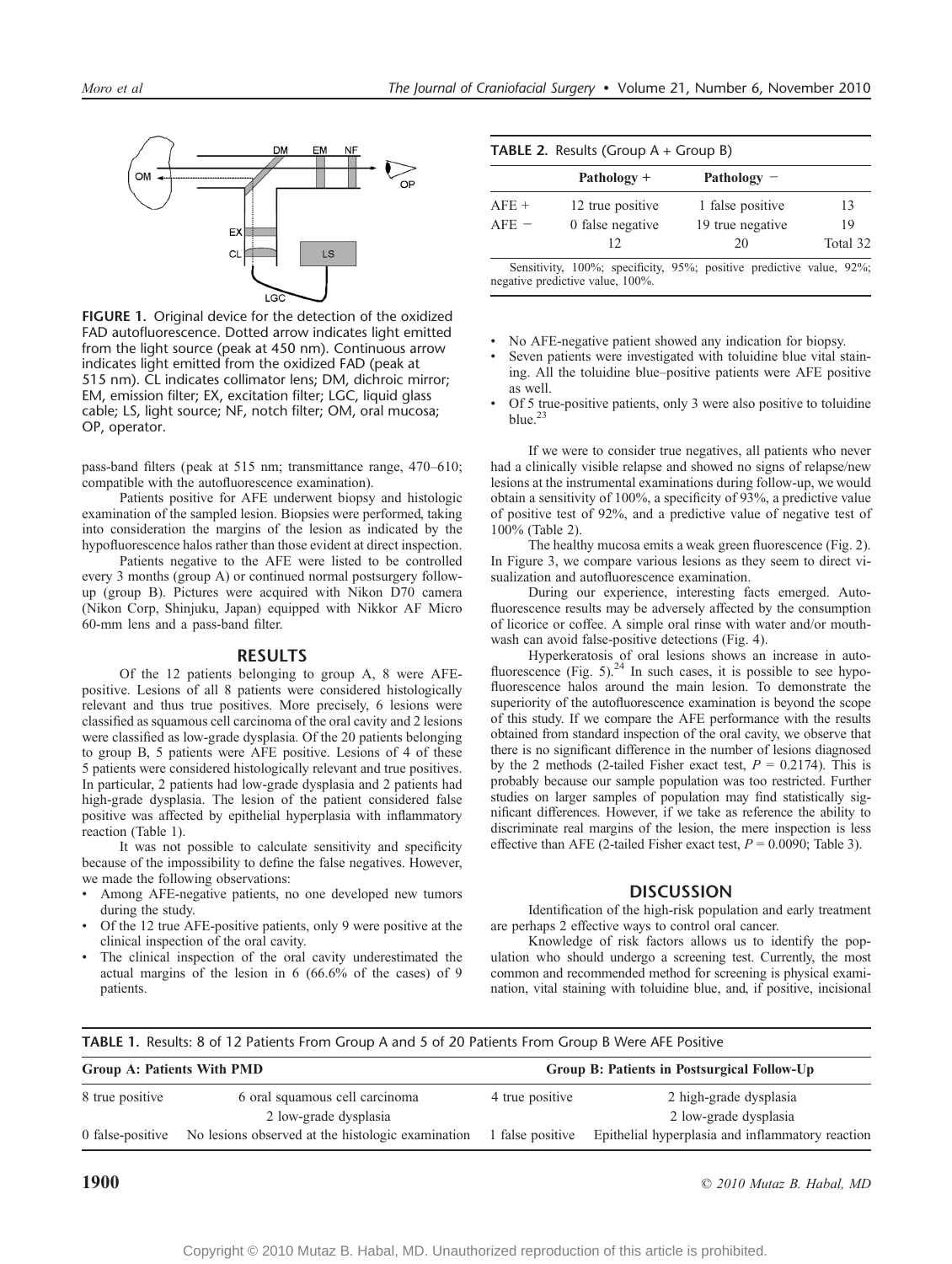FIGURE 1. Original device for the detection of the oxidized FAD autofluorescence. Dotted arrow indicates light emitted from the light source (peak at 450 nm). Continuous arrow indicates light emitted from the oxidized FAD (peak at 515 nm). CL indicates collimator lens; DM, dichroic mirror; EM, emission filter; EX, excitation filter; LGC, liquid glass cable; LS, light source; NF, notch filter; OM, oral mucosa; OP, operator.

pass-band filters (peak at 515 nm; transmittance range, 470–610; compatible with the autofluorescence examination).

Patients positive for AFE underwent biopsy and histologic examination of the sampled lesion. Biopsies were performed, taking into consideration the margins of the lesion as indicated by the hypofluorescence halos rather than those evident at direct inspection.

Patients negative to the AFE were listed to be controlled every 3 months (group A) or continued normal postsurgery follow-up (group B). Pictures were acquired with Nikon D70 camera (Nikon Corp, Shinjuku, Japan) equipped with Nikkor AF Micro 60-mm lens and a pass-band filter.

## RESULTS

Of the 12 patients belonging to group A, 8 were AFE-positive. Lesions of all 8 patients were considered histologically relevant and thus true positives. More precisely, 6 lesions were classified as squamous cell carcinoma of the oral cavity and 2 lesions were classified as low-grade dysplasia. Of the 20 patients belonging to group B, 5 patients were AFE positive. Lesions of 4 of these 5 patients were considered histologically relevant and true positives. In particular, 2 patients had low-grade dysplasia and 2 patients had high-grade dysplasia. The lesion of the patient considered false positive was affected by epithelial hyperplasia with inflammatory reaction (Table 1).

It was not possible to calculate sensitivity and specificity because of the impossibility to define the false negatives. However, we made the following observations:

- Among AFE-negative patients, no one developed new tumors during the study.
- Of the 12 true AFE-positive patients, only 9 were positive at the clinical inspection of the oral cavity.
- The clinical inspection of the oral cavity underestimated the actual margins of the lesion in 6 (66.6% of the cases) of 9 patients.

**TABLE 2.** Results (Group A + Group B)

| | Pathology + | Pathology − | |
|---|---|---|---|
| AFE + | 12 true positive | 1 false positive | 13 |
| AFE − | 0 false negative | 19 true negative | 19 |
| | 12 | 20 | Total 32 |

Sensitivity, 100%; specificity, 95%; positive predictive value, 92%; negative predictive value, 100%.

- No AFE-negative patient showed any indication for biopsy.
- Seven patients were investigated with toluidine blue vital staining. All the toluidine blue–positive patients were AFE positive as well.
- Of 5 true-positive patients, only 3 were also positive to toluidine blue.[23]

If we were to consider true negatives, all patients who never had a clinically visible relapse and showed no signs of relapse/new lesions at the instrumental examinations during follow-up, we would obtain a sensitivity of 100%, a specificity of 93%, a predictive value of positive test of 92%, and a predictive value of negative test of 100% (Table 2).

The healthy mucosa emits a weak green fluorescence (Fig. 2). In Figure 3, we compare various lesions as they seem to direct visualization and autofluorescence examination.

During our experience, interesting facts emerged. Autofluorescence results may be adversely affected by the consumption of licorice or coffee. A simple oral rinse with water and/or mouthwash can avoid false-positive detections (Fig. 4).

Hyperkeratosis of oral lesions shows an increase in autofluorescence (Fig. 5).[24] In such cases, it is possible to see hypofluorescence halos around the main lesion. To demonstrate the superiority of the autofluorescence examination is beyond the scope of this study. If we compare the AFE performance with the results obtained from standard inspection of the oral cavity, we observe that there is no significant difference in the number of lesions diagnosed by the 2 methods (2-tailed Fisher exact test, $P = 0.2174$). This is probably because our sample population was too restricted. Further studies on larger samples of population may find statistically significant differences. However, if we take as reference the ability to discriminate real margins of the lesion, the mere inspection is less effective than AFE (2-tailed Fisher exact test, $P = 0.0090$; Table 3).

## DISCUSSION

Identification of the high-risk population and early treatment are perhaps 2 effective ways to control oral cancer.

Knowledge of risk factors allows us to identify the population who should undergo a screening test. Currently, the most common and recommended method for screening is physical examination, vital staining with toluidine blue, and, if positive, incisional

**TABLE 1.** Results: 8 of 12 Patients From Group A and 5 of 20 Patients From Group B Were AFE Positive

| Group A: Patients With PMD | | Group B: Patients in Postsurgical Follow-Up | |
|---|---|---|---|
| 8 true positive | 6 oral squamous cell carcinoma | 4 true positive | 2 high-grade dysplasia |
| | 2 low-grade dysplasia | | 2 low-grade dysplasia |
| 0 false-positive | No lesions observed at the histologic examination | 1 false positive | Epithelial hyperplasia and inflammatory reaction |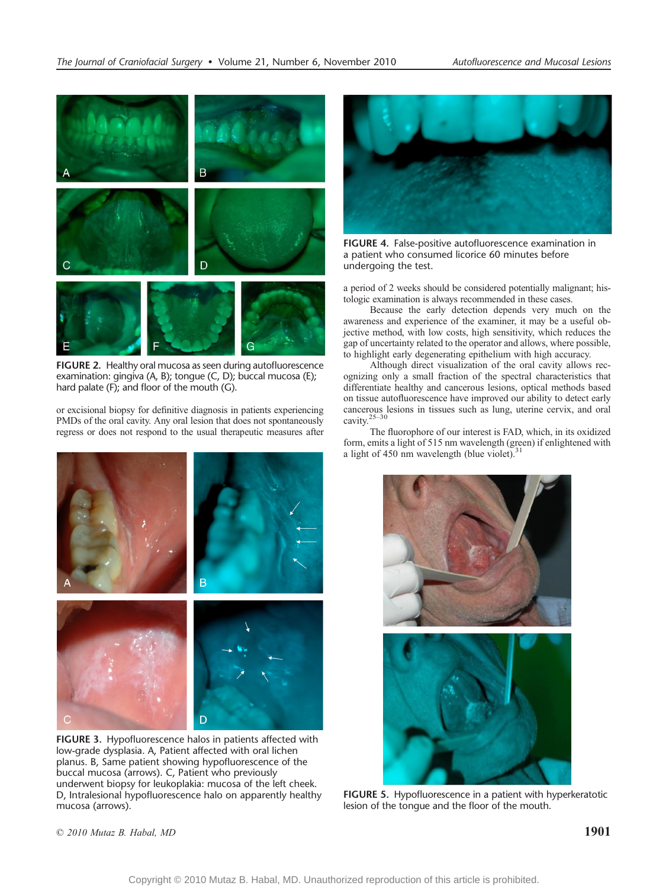FIGURE 2. Healthy oral mucosa as seen during autofluorescence examination: gingiva (A, B); tongue (C, D); buccal mucosa (E); hard palate (F); and floor of the mouth (G).

or excisional biopsy for definitive diagnosis in patients experiencing PMDs of the oral cavity. Any oral lesion that does not spontaneously regress or does not respond to the usual therapeutic measures after a period of 2 weeks should be considered potentially malignant; histologic examination is always recommended in these cases.

Because the early detection depends very much on the awareness and experience of the examiner, it may be a useful objective method, with low costs, high sensitivity, which reduces the gap of uncertainty related to the operator and allows, where possible, to highlight early degenerating epithelium with high accuracy.

Although direct visualization of the oral cavity allows recognizing only a small fraction of the spectral characteristics that differentiate healthy and cancerous lesions, optical methods based on tissue autofluorescence have improved our ability to detect early cancerous lesions in tissues such as lung, uterine cervix, and oral cavity.[25–30]

The fluorophore of our interest is FAD, which, in its oxidized form, emits a light of 515 nm wavelength (green) if enlightened with a light of 450 nm wavelength (blue violet).[31]

FIGURE 3. Hypofluorescence halos in patients affected with low-grade dysplasia. A, Patient affected with oral lichen planus. B, Same patient showing hypofluorescence of the buccal mucosa (arrows). C, Patient who previously underwent biopsy for leukoplakia: mucosa of the left cheek. D, Intralesional hypofluorescence halo on apparently healthy mucosa (arrows).

FIGURE 4. False-positive autofluorescence examination in a patient who consumed licorice 60 minutes before undergoing the test.

FIGURE 5. Hypofluorescence in a patient with hyperkeratotic lesion of the tongue and the floor of the mouth.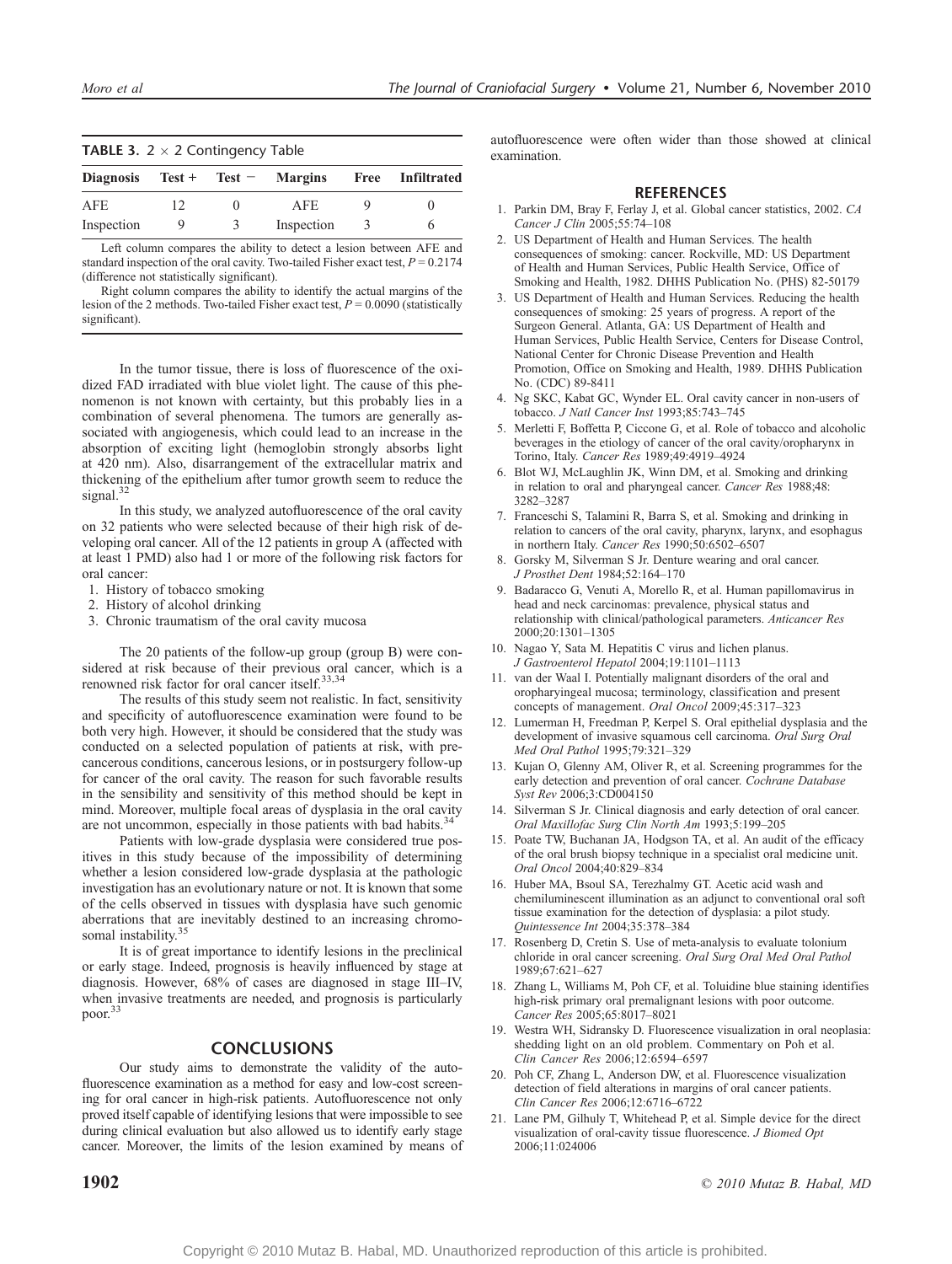**TABLE 3.** 2 × 2 Contingency Table

| Diagnosis | Test + | Test − | Margins | Free | Infiltrated |
|---|---|---|---|---|---|
| AFE | 12 | 0 | AFE | 9 | 0 |
| Inspection | 9 | 3 | Inspection | 3 | 6 |

Left column compares the ability to detect a lesion between AFE and standard inspection of the oral cavity. Two-tailed Fisher exact test, $P = 0.2174$ (difference not statistically significant).

Right column compares the ability to identify the actual margins of the lesion of the 2 methods. Two-tailed Fisher exact test, $P = 0.0090$ (statistically significant).

In the tumor tissue, there is loss of fluorescence of the oxidized FAD irradiated with blue violet light. The cause of this phenomenon is not known with certainty, but this probably lies in a combination of several phenomena. The tumors are generally associated with angiogenesis, which could lead to an increase in the absorption of exciting light (hemoglobin strongly absorbs light at 420 nm). Also, disarrangement of the extracellular matrix and thickening of the epithelium after tumor growth seem to reduce the signal.[32]

In this study, we analyzed autofluorescence of the oral cavity on 32 patients who were selected because of their high risk of developing oral cancer. All of the 12 patients in group A (affected with at least 1 PMD) also had 1 or more of the following risk factors for oral cancer:

1. History of tobacco smoking
2. History of alcohol drinking
3. Chronic traumatism of the oral cavity mucosa

The 20 patients of the follow-up group (group B) were considered at risk because of their previous oral cancer, which is a renowned risk factor for oral cancer itself.[33,34]

The results of this study seem not realistic. In fact, sensitivity and specificity of autofluorescence examination were found to be both very high. However, it should be considered that the study was conducted on a selected population of patients at risk, with precancerous conditions, cancerous lesions, or in postsurgery follow-up for cancer of the oral cavity. The reason for such favorable results in the sensibility and sensitivity of this method should be kept in mind. Moreover, multiple focal areas of dysplasia in the oral cavity are not uncommon, especially in those patients with bad habits.[34]

Patients with low-grade dysplasia were considered true positives in this study because of the impossibility of determining whether a lesion considered low-grade dysplasia at the pathologic investigation has an evolutionary nature or not. It is known that some of the cells observed in tissues with dysplasia have such genomic aberrations that are inevitably destined to an increasing chromosomal instability.[35]

It is of great importance to identify lesions in the preclinical or early stage. Indeed, prognosis is heavily influenced by stage at diagnosis. However, 68% of cases are diagnosed in stage III–IV, when invasive treatments are needed, and prognosis is particularly poor.[33]

## CONCLUSIONS

Our study aims to demonstrate the validity of the autofluorescence examination as a method for easy and low-cost screening for oral cancer in high-risk patients. Autofluorescence not only proved itself capable of identifying lesions that were impossible to see during clinical evaluation but also allowed us to identify early stage cancer. Moreover, the limits of the lesion examined by means of autofluorescence were often wider than those showed at clinical examination.

## REFERENCES

1. Parkin DM, Bray F, Ferlay J, et al. Global cancer statistics, 2002. *CA Cancer J Clin* 2005;55:74–108
2. US Department of Health and Human Services. The health consequences of smoking: cancer. Rockville, MD: US Department of Health and Human Services, Public Health Service, Office of Smoking and Health, 1982. DHHS Publication No. (PHS) 82-50179
3. US Department of Health and Human Services. Reducing the health consequences of smoking: 25 years of progress. A report of the Surgeon General. Atlanta, GA: US Department of Health and Human Services, Public Health Service, Centers for Disease Control, National Center for Chronic Disease Prevention and Health Promotion, Office on Smoking and Health, 1989. DHHS Publication No. (CDC) 89-8411
4. Ng SKC, Kabat GC, Wynder EL. Oral cavity cancer in non-users of tobacco. *J Natl Cancer Inst* 1993;85:743–745
5. Merletti F, Boffetta P, Ciccone G, et al. Role of tobacco and alcoholic beverages in the etiology of cancer of the oral cavity/oropharynx in Torino, Italy. *Cancer Res* 1989;49:4919–4924
6. Blot WJ, McLaughlin JK, Winn DM, et al. Smoking and drinking in relation to oral and pharyngeal cancer. *Cancer Res* 1988;48:3282–3287
7. Franceschi S, Talamini R, Barra S, et al. Smoking and drinking in relation to cancers of the oral cavity, pharynx, larynx, and esophagus in northern Italy. *Cancer Res* 1990;50:6502–6507
8. Gorsky M, Silverman S Jr. Denture wearing and oral cancer. *J Prosthet Dent* 1984;52:164–170
9. Badaracco G, Venuti A, Morello R, et al. Human papillomavirus in head and neck carcinomas: prevalence, physical status and relationship with clinical/pathological parameters. *Anticancer Res* 2000;20:1301–1305
10. Nagao Y, Sata M. Hepatitis C virus and lichen planus. *J Gastroenterol Hepatol* 2004;19:1101–1113
11. van der Waal I. Potentially malignant disorders of the oral and oropharyingeal mucosa; terminology, classification and present concepts of management. *Oral Oncol* 2009;45:317–323
12. Lumerman H, Freedman P, Kerpel S. Oral epithelial dysplasia and the development of invasive squamous cell carcinoma. *Oral Surg Oral Med Oral Pathol* 1995;79:321–329
13. Kujan O, Glenny AM, Oliver R, et al. Screening programmes for the early detection and prevention of oral cancer. *Cochrane Database Syst Rev* 2006;3:CD004150
14. Silverman S Jr. Clinical diagnosis and early detection of oral cancer. *Oral Maxillofac Surg Clin North Am* 1993;5:199–205
15. Poate TW, Buchanan JA, Hodgson TA, et al. An audit of the efficacy of the oral brush biopsy technique in a specialist oral medicine unit. *Oral Oncol* 2004;40:829–834
16. Huber MA, Bsoul SA, Terezhalmy GT. Acetic acid wash and chemiluminescent illumination as an adjunct to conventional oral soft tissue examination for the detection of dysplasia: a pilot study. *Quintessence Int* 2004;35:378–384
17. Rosenberg D, Cretin S. Use of meta-analysis to evaluate tolonium chloride in oral cancer screening. *Oral Surg Oral Med Oral Pathol* 1989;67:621–627
18. Zhang L, Williams M, Poh CF, et al. Toluidine blue staining identifies high-risk primary oral premalignant lesions with poor outcome. *Cancer Res* 2005;65:8017–8021
19. Westra WH, Sidransky D. Fluorescence visualization in oral neoplasia: shedding light on an old problem. Commentary on Poh et al. *Clin Cancer Res* 2006;12:6594–6597
20. Poh CF, Zhang L, Anderson DW, et al. Fluorescence visualization detection of field alterations in margins of oral cancer patients. *Clin Cancer Res* 2006;12:6716–6722
21. Lane PM, Gilhuly T, Whitehead P, et al. Simple device for the direct visualization of oral-cavity tissue fluorescence. *J Biomed Opt* 2006;11:024006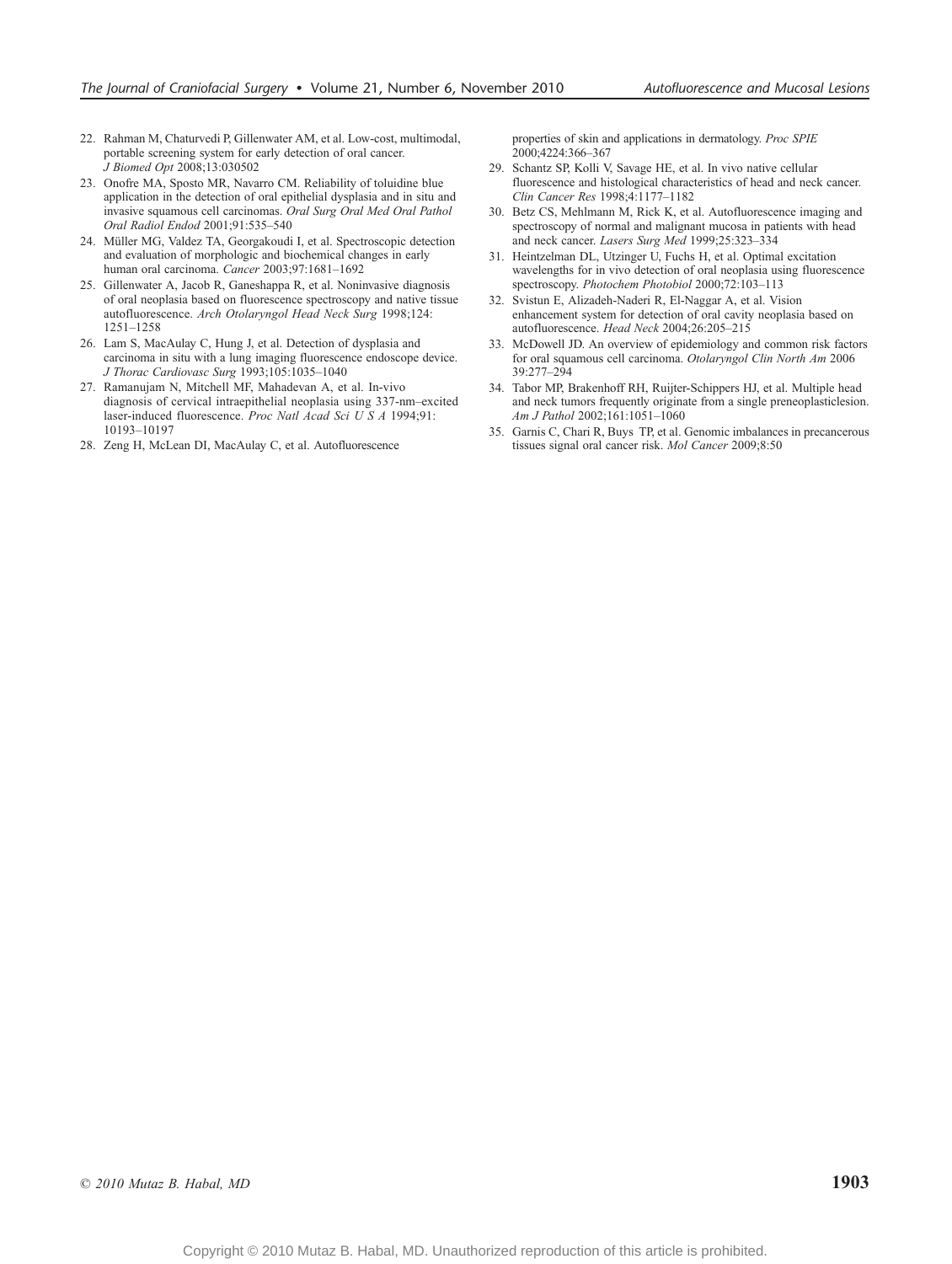22. Rahman M, Chaturvedi P, Gillenwater AM, et al. Low-cost, multimodal, portable screening system for early detection of oral cancer. *J Biomed Opt* 2008;13:030502
23. Onofre MA, Sposto MR, Navarro CM. Reliability of toluidine blue application in the detection of oral epithelial dysplasia and in situ and invasive squamous cell carcinomas. *Oral Surg Oral Med Oral Pathol Oral Radiol Endod* 2001;91:535–540
24. Müller MG, Valdez TA, Georgakoudi I, et al. Spectroscopic detection and evaluation of morphologic and biochemical changes in early human oral carcinoma. *Cancer* 2003;97:1681–1692
25. Gillenwater A, Jacob R, Ganeshappa R, et al. Noninvasive diagnosis of oral neoplasia based on fluorescence spectroscopy and native tissue autofluorescence. *Arch Otolaryngol Head Neck Surg* 1998;124: 1251–1258
26. Lam S, MacAulay C, Hung J, et al. Detection of dysplasia and carcinoma in situ with a lung imaging fluorescence endoscope device. *J Thorac Cardiovasc Surg* 1993;105:1035–1040
27. Ramanujam N, Mitchell MF, Mahadevan A, et al. In-vivo diagnosis of cervical intraepithelial neoplasia using 337-nm–excited laser-induced fluorescence. *Proc Natl Acad Sci U S A* 1994;91: 10193–10197
28. Zeng H, McLean DI, MacAulay C, et al. Autofluorescence properties of skin and applications in dermatology. *Proc SPIE* 2000;4224:366–367
29. Schantz SP, Kolli V, Savage HE, et al. In vivo native cellular fluorescence and histological characteristics of head and neck cancer. *Clin Cancer Res* 1998;4:1177–1182
30. Betz CS, Mehlmann M, Rick K, et al. Autofluorescence imaging and spectroscopy of normal and malignant mucosa in patients with head and neck cancer. *Lasers Surg Med* 1999;25:323–334
31. Heintzelman DL, Utzinger U, Fuchs H, et al. Optimal excitation wavelengths for in vivo detection of oral neoplasia using fluorescence spectroscopy. *Photochem Photobiol* 2000;72:103–113
32. Svistun E, Alizadeh-Naderi R, El-Naggar A, et al. Vision enhancement system for detection of oral cavity neoplasia based on autofluorescence. *Head Neck* 2004;26:205–215
33. McDowell JD. An overview of epidemiology and common risk factors for oral squamous cell carcinoma. *Otolaryngol Clin North Am* 2006 39:277–294
34. Tabor MP, Brakenhoff RH, Ruijter-Schippers HJ, et al. Multiple head and neck tumors frequently originate from a single preneoplasticlesion. *Am J Pathol* 2002;161:1051–1060
35. Garnis C, Chari R, Buys TP, et al. Genomic imbalances in precancerous tissues signal oral cancer risk. *Mol Cancer* 2009;8:50